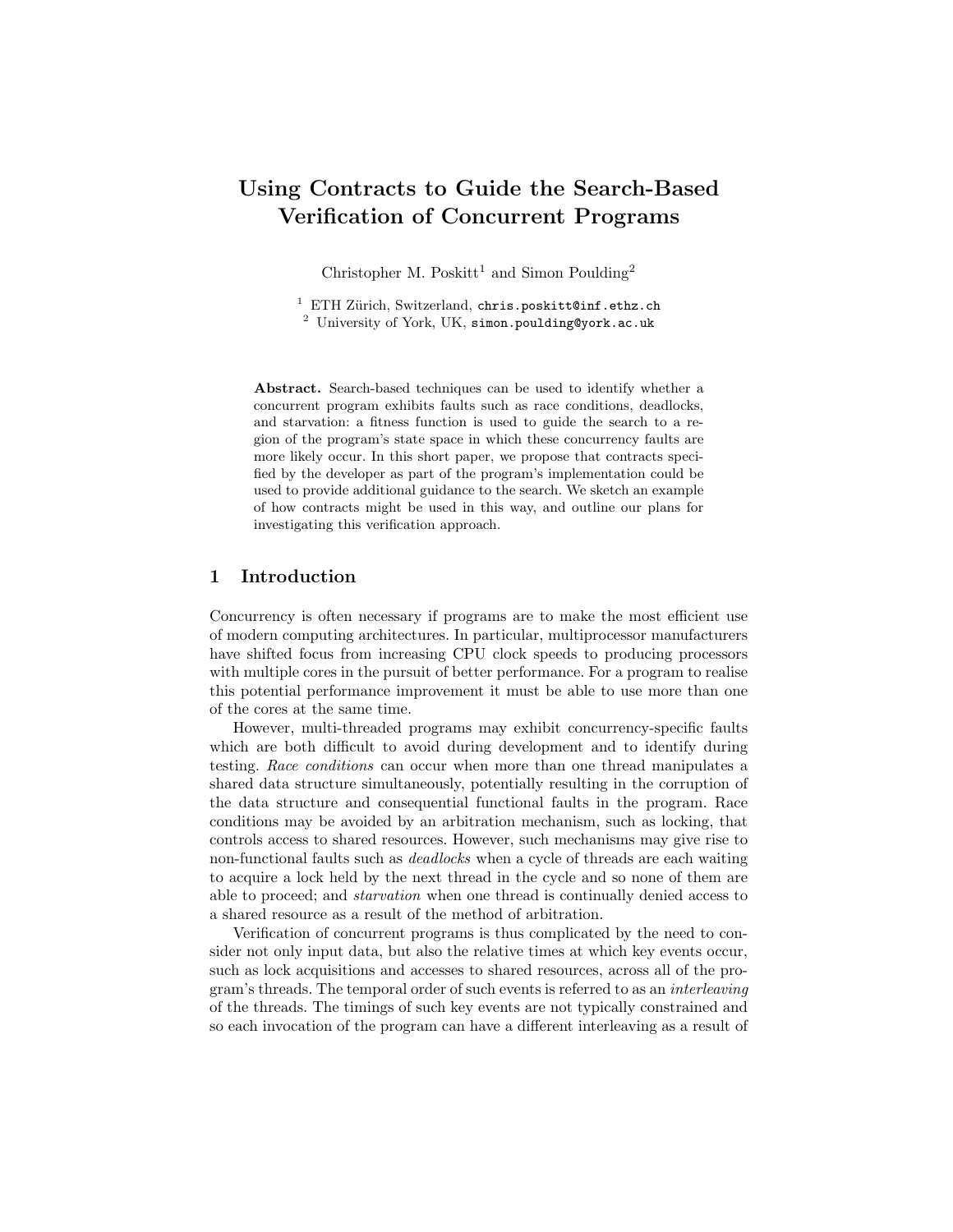# Using Contracts to Guide the Search-Based Verification of Concurrent Programs

Christopher M. Poskitt[1] and Simon Poulding[2]

[1] ETH Zürich, Switzerland, chris.poskitt@inf.ethz.ch
[2] University of York, UK, simon.poulding@york.ac.uk

**Abstract.** Search-based techniques can be used to identify whether a concurrent program exhibits faults such as race conditions, deadlocks, and starvation: a fitness function is used to guide the search to a region of the program's state space in which these concurrency faults are more likely occur. In this short paper, we propose that contracts specified by the developer as part of the program's implementation could be used to provide additional guidance to the search. We sketch an example of how contracts might be used in this way, and outline our plans for investigating this verification approach.

## 1 Introduction

Concurrency is often necessary if programs are to make the most efficient use of modern computing architectures. In particular, multiprocessor manufacturers have shifted focus from increasing CPU clock speeds to producing processors with multiple cores in the pursuit of better performance. For a program to realise this potential performance improvement it must be able to use more than one of the cores at the same time.

However, multi-threaded programs may exhibit concurrency-specific faults which are both difficult to avoid during development and to identify during testing. *Race conditions* can occur when more than one thread manipulates a shared data structure simultaneously, potentially resulting in the corruption of the data structure and consequential functional faults in the program. Race conditions may be avoided by an arbitration mechanism, such as locking, that controls access to shared resources. However, such mechanisms may give rise to non-functional faults such as *deadlocks* when a cycle of threads are each waiting to acquire a lock held by the next thread in the cycle and so none of them are able to proceed; and *starvation* when one thread is continually denied access to a shared resource as a result of the method of arbitration.

Verification of concurrent programs is thus complicated by the need to consider not only input data, but also the relative times at which key events occur, such as lock acquisitions and accesses to shared resources, across all of the program's threads. The temporal order of such events is referred to as an *interleaving* of the threads. The timings of such key events are not typically constrained and so each invocation of the program can have a different interleaving as a result of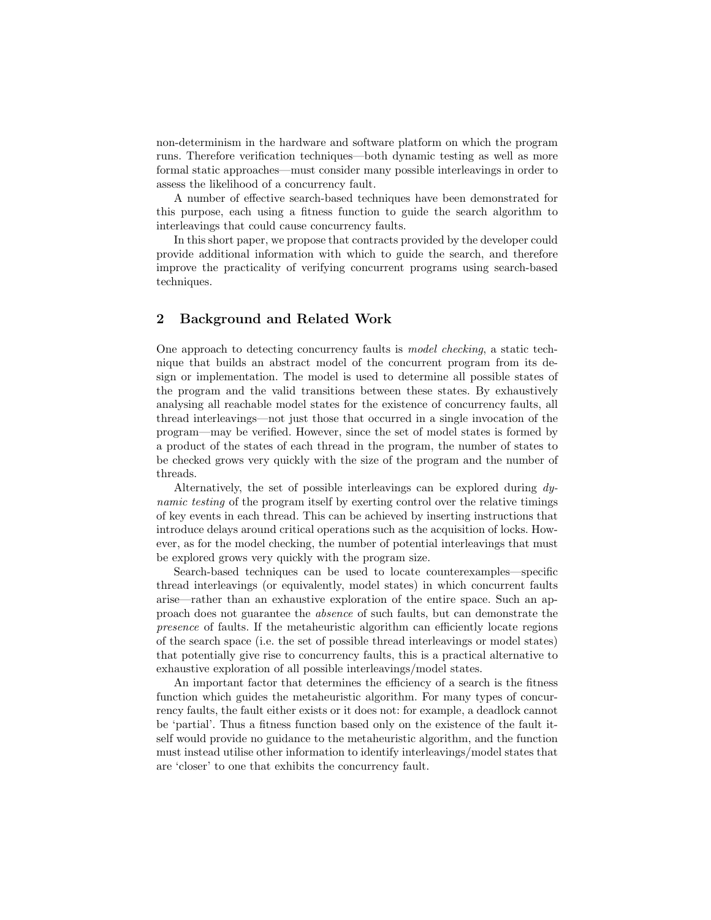non-determinism in the hardware and software platform on which the program runs. Therefore verification techniques—both dynamic testing as well as more formal static approaches—must consider many possible interleavings in order to assess the likelihood of a concurrency fault.

A number of effective search-based techniques have been demonstrated for this purpose, each using a fitness function to guide the search algorithm to interleavings that could cause concurrency faults.

In this short paper, we propose that contracts provided by the developer could provide additional information with which to guide the search, and therefore improve the practicality of verifying concurrent programs using search-based techniques.

## 2 Background and Related Work

One approach to detecting concurrency faults is *model checking*, a static technique that builds an abstract model of the concurrent program from its design or implementation. The model is used to determine all possible states of the program and the valid transitions between these states. By exhaustively analysing all reachable model states for the existence of concurrency faults, all thread interleavings—not just those that occurred in a single invocation of the program—may be verified. However, since the set of model states is formed by a product of the states of each thread in the program, the number of states to be checked grows very quickly with the size of the program and the number of threads.

Alternatively, the set of possible interleavings can be explored during *dynamic testing* of the program itself by exerting control over the relative timings of key events in each thread. This can be achieved by inserting instructions that introduce delays around critical operations such as the acquisition of locks. However, as for the model checking, the number of potential interleavings that must be explored grows very quickly with the program size.

Search-based techniques can be used to locate counterexamples—specific thread interleavings (or equivalently, model states) in which concurrent faults arise—rather than an exhaustive exploration of the entire space. Such an approach does not guarantee the *absence* of such faults, but can demonstrate the *presence* of faults. If the metaheuristic algorithm can efficiently locate regions of the search space (i.e. the set of possible thread interleavings or model states) that potentially give rise to concurrency faults, this is a practical alternative to exhaustive exploration of all possible interleavings/model states.

An important factor that determines the efficiency of a search is the fitness function which guides the metaheuristic algorithm. For many types of concurrency faults, the fault either exists or it does not: for example, a deadlock cannot be 'partial'. Thus a fitness function based only on the existence of the fault itself would provide no guidance to the metaheuristic algorithm, and the function must instead utilise other information to identify interleavings/model states that are 'closer' to one that exhibits the concurrency fault.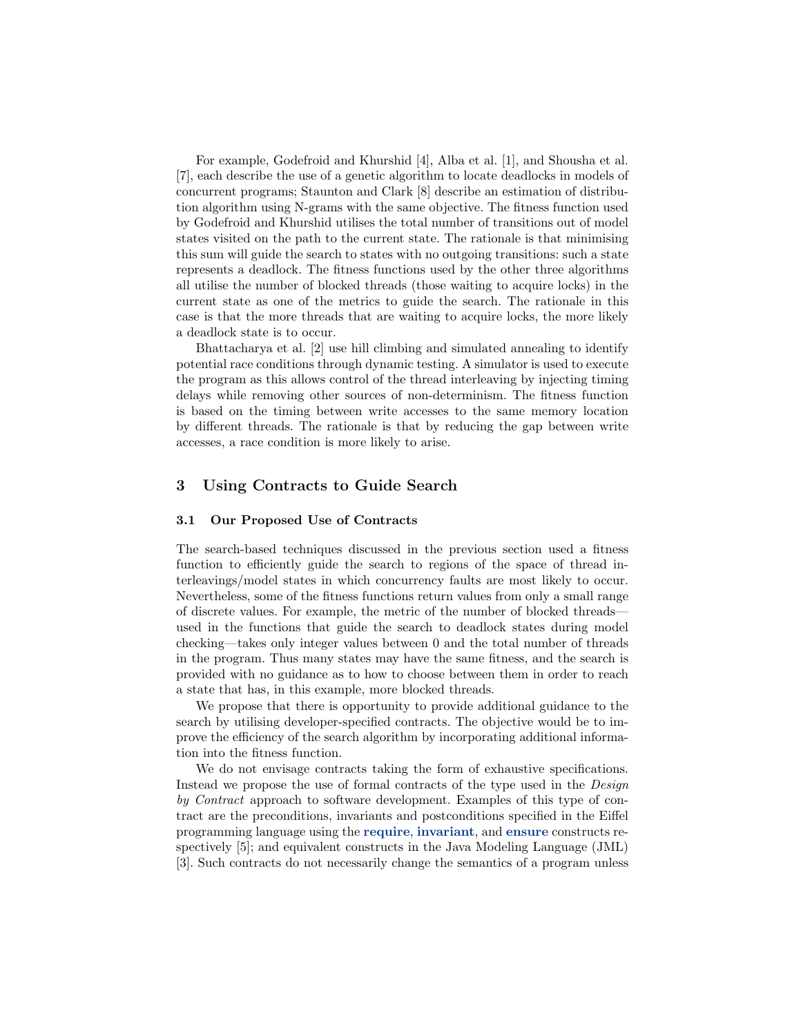For example, Godefroid and Khurshid [4], Alba et al. [1], and Shousha et al. [7], each describe the use of a genetic algorithm to locate deadlocks in models of concurrent programs; Staunton and Clark [8] describe an estimation of distribution algorithm using N-grams with the same objective. The fitness function used by Godefroid and Khurshid utilises the total number of transitions out of model states visited on the path to the current state. The rationale is that minimising this sum will guide the search to states with no outgoing transitions: such a state represents a deadlock. The fitness functions used by the other three algorithms all utilise the number of blocked threads (those waiting to acquire locks) in the current state as one of the metrics to guide the search. The rationale in this case is that the more threads that are waiting to acquire locks, the more likely a deadlock state is to occur.

Bhattacharya et al. [2] use hill climbing and simulated annealing to identify potential race conditions through dynamic testing. A simulator is used to execute the program as this allows control of the thread interleaving by injecting timing delays while removing other sources of non-determinism. The fitness function is based on the timing between write accesses to the same memory location by different threads. The rationale is that by reducing the gap between write accesses, a race condition is more likely to arise.

## 3 Using Contracts to Guide Search

### 3.1 Our Proposed Use of Contracts

The search-based techniques discussed in the previous section used a fitness function to efficiently guide the search to regions of the space of thread interleavings/model states in which concurrency faults are most likely to occur. Nevertheless, some of the fitness functions return values from only a small range of discrete values. For example, the metric of the number of blocked threads—used in the functions that guide the search to deadlock states during model checking—takes only integer values between 0 and the total number of threads in the program. Thus many states may have the same fitness, and the search is provided with no guidance as to how to choose between them in order to reach a state that has, in this example, more blocked threads.

We propose that there is opportunity to provide additional guidance to the search by utilising developer-specified contracts. The objective would be to improve the efficiency of the search algorithm by incorporating additional information into the fitness function.

We do not envisage contracts taking the form of exhaustive specifications. Instead we propose the use of formal contracts of the type used in the *Design by Contract* approach to software development. Examples of this type of contract are the preconditions, invariants and postconditions specified in the Eiffel programming language using the **require**, **invariant**, and **ensure** constructs respectively [5]; and equivalent constructs in the Java Modeling Language (JML) [3]. Such contracts do not necessarily change the semantics of a program unless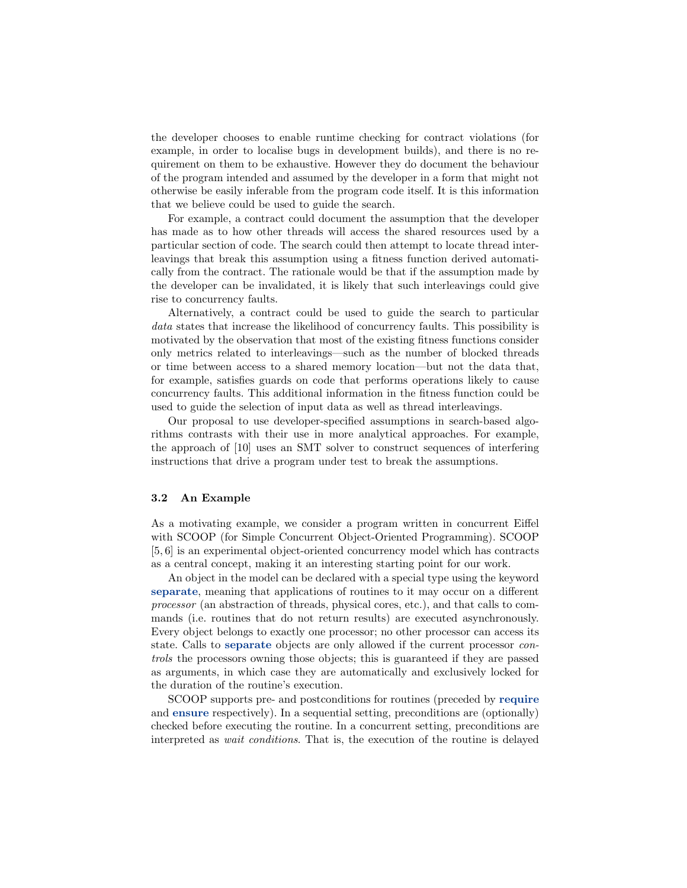the developer chooses to enable runtime checking for contract violations (for example, in order to localise bugs in development builds), and there is no requirement on them to be exhaustive. However they do document the behaviour of the program intended and assumed by the developer in a form that might not otherwise be easily inferable from the program code itself. It is this information that we believe could be used to guide the search.

For example, a contract could document the assumption that the developer has made as to how other threads will access the shared resources used by a particular section of code. The search could then attempt to locate thread interleavings that break this assumption using a fitness function derived automatically from the contract. The rationale would be that if the assumption made by the developer can be invalidated, it is likely that such interleavings could give rise to concurrency faults.

Alternatively, a contract could be used to guide the search to particular *data* states that increase the likelihood of concurrency faults. This possibility is motivated by the observation that most of the existing fitness functions consider only metrics related to interleavings—such as the number of blocked threads or time between access to a shared memory location—but not the data that, for example, satisfies guards on code that performs operations likely to cause concurrency faults. This additional information in the fitness function could be used to guide the selection of input data as well as thread interleavings.

Our proposal to use developer-specified assumptions in search-based algorithms contrasts with their use in more analytical approaches. For example, the approach of [10] uses an SMT solver to construct sequences of interfering instructions that drive a program under test to break the assumptions.

### 3.2 An Example

As a motivating example, we consider a program written in concurrent Eiffel with SCOOP (for Simple Concurrent Object-Oriented Programming). SCOOP [5, 6] is an experimental object-oriented concurrency model which has contracts as a central concept, making it an interesting starting point for our work.

An object in the model can be declared with a special type using the keyword **separate**, meaning that applications of routines to it may occur on a different *processor* (an abstraction of threads, physical cores, etc.), and that calls to commands (i.e. routines that do not return results) are executed asynchronously. Every object belongs to exactly one processor; no other processor can access its state. Calls to **separate** objects are only allowed if the current processor *controls* the processors owning those objects; this is guaranteed if they are passed as arguments, in which case they are automatically and exclusively locked for the duration of the routine's execution.

SCOOP supports pre- and postconditions for routines (preceded by **require** and **ensure** respectively). In a sequential setting, preconditions are (optionally) checked before executing the routine. In a concurrent setting, preconditions are interpreted as *wait conditions*. That is, the execution of the routine is delayed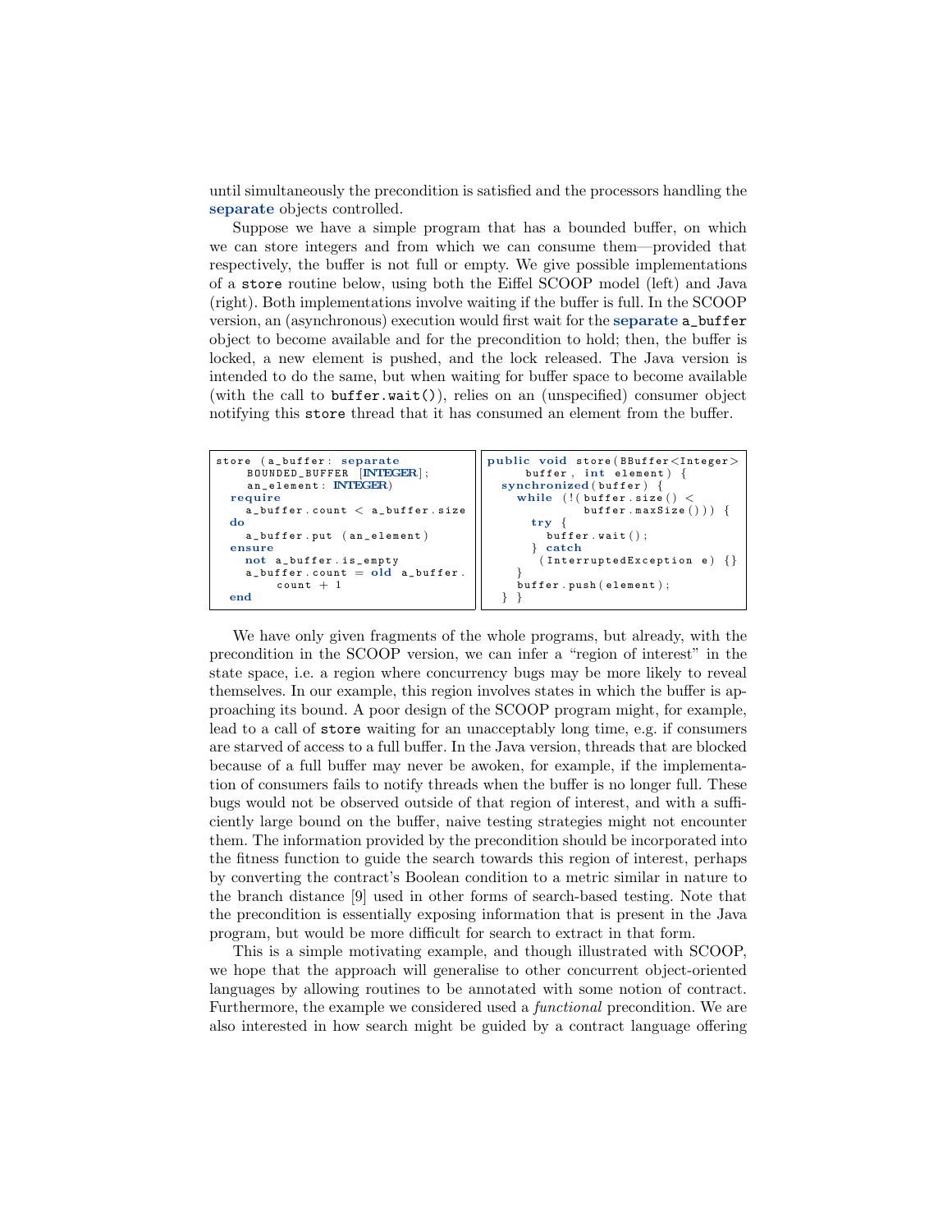until simultaneously the precondition is satisfied and the processors handling the **separate** objects controlled.

Suppose we have a simple program that has a bounded buffer, on which we can store integers and from which we can consume them—provided that respectively, the buffer is not full or empty. We give possible implementations of a `store` routine below, using both the Eiffel SCOOP model (left) and Java (right). Both implementations involve waiting if the buffer is full. In the SCOOP version, an (asynchronous) execution would first wait for the **separate** `a_buffer` object to become available and for the precondition to hold; then, the buffer is locked, a new element is pushed, and the lock released. The Java version is intended to do the same, but when waiting for buffer space to become available (with the call to `buffer.wait()`), relies on an (unspecified) consumer object notifying this `store` thread that it has consumed an element from the buffer.

```
store (a_buffer: separate
    BOUNDED_BUFFER [INTEGER];
    an_element: INTEGER)
  require
    a_buffer.count < a_buffer.size
  do
    a_buffer.put (an_element)
  ensure
    not a_buffer.is_empty
    a_buffer.count = old a_buffer.
        count + 1
  end
```

```
public void store(BBuffer<Integer>
      buffer, int element) {
  synchronized(buffer) {
    while (!(buffer.size() <
            buffer.maxSize())) {
      try {
        buffer.wait();
      } catch
       (InterruptedException e) {}
    }
    buffer.push(element);
  } }
```

We have only given fragments of the whole programs, but already, with the precondition in the SCOOP version, we can infer a "region of interest" in the state space, i.e. a region where concurrency bugs may be more likely to reveal themselves. In our example, this region involves states in which the buffer is approaching its bound. A poor design of the SCOOP program might, for example, lead to a call of `store` waiting for an unacceptably long time, e.g. if consumers are starved of access to a full buffer. In the Java version, threads that are blocked because of a full buffer may never be awoken, for example, if the implementation of consumers fails to notify threads when the buffer is no longer full. These bugs would not be observed outside of that region of interest, and with a sufficiently large bound on the buffer, naive testing strategies might not encounter them. The information provided by the precondition should be incorporated into the fitness function to guide the search towards this region of interest, perhaps by converting the contract's Boolean condition to a metric similar in nature to the branch distance [9] used in other forms of search-based testing. Note that the precondition is essentially exposing information that is present in the Java program, but would be more difficult for search to extract in that form.

This is a simple motivating example, and though illustrated with SCOOP, we hope that the approach will generalise to other concurrent object-oriented languages by allowing routines to be annotated with some notion of contract. Furthermore, the example we considered used a *functional* precondition. We are also interested in how search might be guided by a contract language offering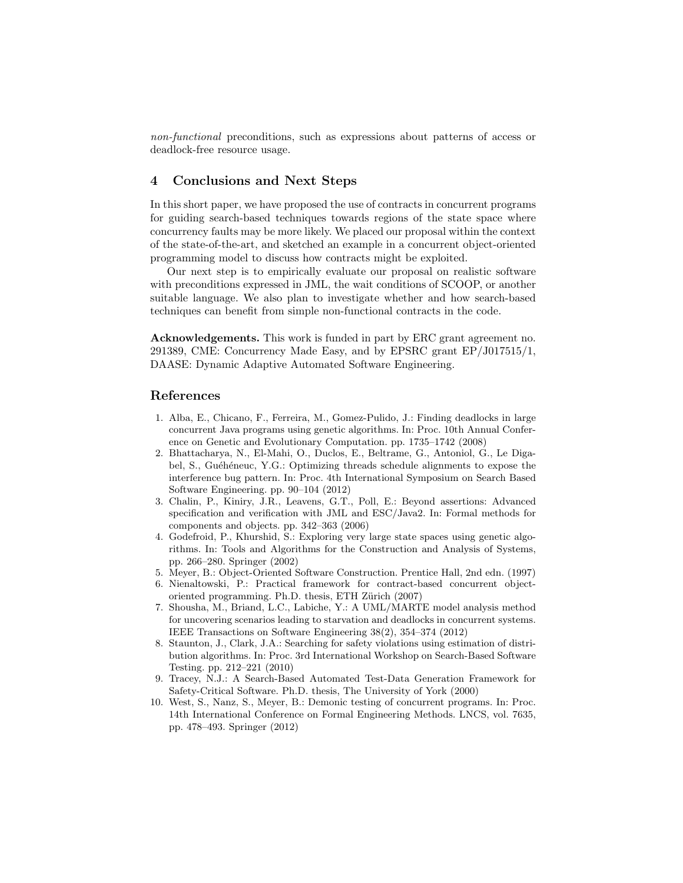*non-functional* preconditions, such as expressions about patterns of access or deadlock-free resource usage.

## 4 Conclusions and Next Steps

In this short paper, we have proposed the use of contracts in concurrent programs for guiding search-based techniques towards regions of the state space where concurrency faults may be more likely. We placed our proposal within the context of the state-of-the-art, and sketched an example in a concurrent object-oriented programming model to discuss how contracts might be exploited.

Our next step is to empirically evaluate our proposal on realistic software with preconditions expressed in JML, the wait conditions of SCOOP, or another suitable language. We also plan to investigate whether and how search-based techniques can benefit from simple non-functional contracts in the code.

**Acknowledgements.** This work is funded in part by ERC grant agreement no. 291389, CME: Concurrency Made Easy, and by EPSRC grant EP/J017515/1, DAASE: Dynamic Adaptive Automated Software Engineering.

## References

1. Alba, E., Chicano, F., Ferreira, M., Gomez-Pulido, J.: Finding deadlocks in large concurrent Java programs using genetic algorithms. In: Proc. 10th Annual Conference on Genetic and Evolutionary Computation. pp. 1735–1742 (2008)
2. Bhattacharya, N., El-Mahi, O., Duclos, E., Beltrame, G., Antoniol, G., Le Digabel, S., Guéhéneuc, Y.G.: Optimizing threads schedule alignments to expose the interference bug pattern. In: Proc. 4th International Symposium on Search Based Software Engineering. pp. 90–104 (2012)
3. Chalin, P., Kiniry, J.R., Leavens, G.T., Poll, E.: Beyond assertions: Advanced specification and verification with JML and ESC/Java2. In: Formal methods for components and objects. pp. 342–363 (2006)
4. Godefroid, P., Khurshid, S.: Exploring very large state spaces using genetic algorithms. In: Tools and Algorithms for the Construction and Analysis of Systems, pp. 266–280. Springer (2002)
5. Meyer, B.: Object-Oriented Software Construction. Prentice Hall, 2nd edn. (1997)
6. Nienaltowski, P.: Practical framework for contract-based concurrent object-oriented programming. Ph.D. thesis, ETH Zürich (2007)
7. Shousha, M., Briand, L.C., Labiche, Y.: A UML/MARTE model analysis method for uncovering scenarios leading to starvation and deadlocks in concurrent systems. IEEE Transactions on Software Engineering 38(2), 354–374 (2012)
8. Staunton, J., Clark, J.A.: Searching for safety violations using estimation of distribution algorithms. In: Proc. 3rd International Workshop on Search-Based Software Testing. pp. 212–221 (2010)
9. Tracey, N.J.: A Search-Based Automated Test-Data Generation Framework for Safety-Critical Software. Ph.D. thesis, The University of York (2000)
10. West, S., Nanz, S., Meyer, B.: Demonic testing of concurrent programs. In: Proc. 14th International Conference on Formal Engineering Methods. LNCS, vol. 7635, pp. 478–493. Springer (2012)